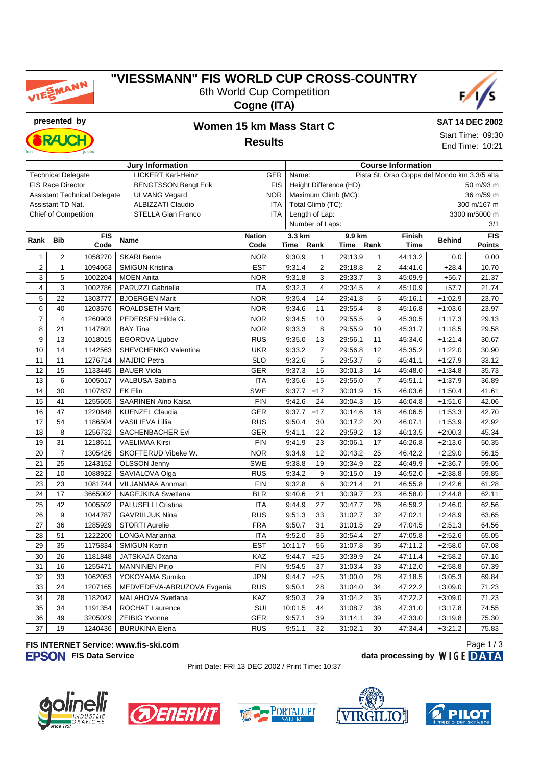# "VIESSMANN" FIS WORLD CUP CROSS-COUNTRY

6th World Cup Competition

**Cogne (ITA)**

presented by

## Women 15 km Mass Start C

## Results

**SAT 14 DEC 2002**

Start Time: 09:30

End Time: 10:21

| Jury Information | | |
|---|---|---|
| Technical Delegate | LICKERT Karl-Heinz | GER |
| FIS Race Director | BENGTSSON Bengt Erik | FIS |
| Assistant Technical Delegate | ULVANG Vegard | NOR |
| Assistant TD Nat. | ALBIZZATI Claudio | ITA |
| Chief of Competition | STELLA Gian Franco | ITA |

| Course Information | |
|---|---|
| Name: | Pista St. Orso Coppa del Mondo km 3.3/5 alta |
| Height Difference (HD): | 50 m/93 m |
| Maximum Climb (MC): | 36 m/59 m |
| Total Climb (TC): | 300 m/167 m |
| Length of Lap: | 3300 m/5000 m |
| Number of Laps: | 3/1 |

| Rank | Bib | FIS Code | Name | Nation Code | 3.3 km Time | 3.3 km Rank | 9.9 km Time | 9.9 km Rank | Finish Time | Behind | FIS Points |
|---|---|---|---|---|---|---|---|---|---|---|---|
| 1 | 2 | 1058270 | SKARI Bente | NOR | 9:30.9 | 1 | 29:13.9 | 1 | 44:13.2 | 0.0 | 0.00 |
| 2 | 1 | 1094063 | SMIGUN Kristina | EST | 9:31.4 | 2 | 29:18.8 | 2 | 44:41.6 | +28.4 | 10.70 |
| 3 | 5 | 1002204 | MOEN Anita | NOR | 9:31.8 | 3 | 29:33.7 | 3 | 45:09.9 | +56.7 | 21.37 |
| 4 | 3 | 1002786 | PARUZZI Gabriella | ITA | 9:32.3 | 4 | 29:34.5 | 4 | 45:10.9 | +57.7 | 21.74 |
| 5 | 22 | 1303777 | BJOERGEN Marit | NOR | 9:35.4 | 14 | 29:41.8 | 5 | 45:16.1 | +1:02.9 | 23.70 |
| 6 | 40 | 1203576 | ROALDSETH Marit | NOR | 9:34.6 | 11 | 29:55.4 | 8 | 45:16.8 | +1:03.6 | 23.97 |
| 7 | 4 | 1260903 | PEDERSEN Hilde G. | NOR | 9:34.5 | 10 | 29:55.5 | 9 | 45:30.5 | +1:17.3 | 29.13 |
| 8 | 21 | 1147801 | BAY Tina | NOR | 9:33.3 | 8 | 29:55.9 | 10 | 45:31.7 | +1:18.5 | 29.58 |
| 9 | 13 | 1018015 | EGOROVA Ljubov | RUS | 9:35.0 | 13 | 29:56.1 | 11 | 45:34.6 | +1:21.4 | 30.67 |
| 10 | 14 | 1142563 | SHEVCHENKO Valentina | UKR | 9:33.2 | 7 | 29:56.8 | 12 | 45:35.2 | +1:22.0 | 30.90 |
| 11 | 11 | 1276714 | MAJDIC Petra | SLO | 9:32.6 | 5 | 29:53.7 | 6 | 45:41.1 | +1:27.9 | 33.12 |
| 12 | 15 | 1133445 | BAUER Viola | GER | 9:37.3 | 16 | 30:01.3 | 14 | 45:48.0 | +1:34.8 | 35.73 |
| 13 | 6 | 1005017 | VALBUSA Sabina | ITA | 9:35.6 | 15 | 29:55.0 | 7 | 45:51.1 | +1:37.9 | 36.89 |
| 14 | 30 | 1107837 | EK Elin | SWE | 9:37.7 | =17 | 30:01.9 | 15 | 46:03.6 | +1:50.4 | 41.61 |
| 15 | 41 | 1255665 | SAARINEN Aino Kaisa | FIN | 9:42.6 | 24 | 30:04.3 | 16 | 46:04.8 | +1:51.6 | 42.06 |
| 16 | 47 | 1220648 | KUENZEL Claudia | GER | 9:37.7 | =17 | 30:14.6 | 18 | 46:06.5 | +1:53.3 | 42.70 |
| 17 | 54 | 1186504 | VASILIEVA Lillia | RUS | 9:50.4 | 30 | 30:17.2 | 20 | 46:07.1 | +1:53.9 | 42.92 |
| 18 | 8 | 1256732 | SACHENBACHER Evi | GER | 9:41.1 | 22 | 29:59.2 | 13 | 46:13.5 | +2:00.3 | 45.34 |
| 19 | 31 | 1218611 | VAELIMAA Kirsi | FIN | 9:41.9 | 23 | 30:06.1 | 17 | 46:26.8 | +2:13.6 | 50.35 |
| 20 | 7 | 1305426 | SKOFTERUD Vibeke W. | NOR | 9:34.9 | 12 | 30:43.2 | 25 | 46:42.2 | +2:29.0 | 56.15 |
| 21 | 25 | 1243152 | OLSSON Jenny | SWE | 9:38.8 | 19 | 30:34.9 | 22 | 46:49.9 | +2:36.7 | 59.06 |
| 22 | 10 | 1088922 | SAVIALOVA Olga | RUS | 9:34.2 | 9 | 30:15.0 | 19 | 46:52.0 | +2:38.8 | 59.85 |
| 23 | 23 | 1081744 | VILJANMAA Annmari | FIN | 9:32.8 | 6 | 30:21.4 | 21 | 46:55.8 | +2:42.6 | 61.28 |
| 24 | 17 | 3665002 | NAGEJKINA Swetlana | BLR | 9:40.6 | 21 | 30:39.7 | 23 | 46:58.0 | +2:44.8 | 62.11 |
| 25 | 42 | 1005502 | PALUSELLI Cristina | ITA | 9:44.9 | 27 | 30:47.7 | 26 | 46:59.2 | +2:46.0 | 62.56 |
| 26 | 9 | 1044787 | GAVRIILJUK Nina | RUS | 9:51.3 | 33 | 31:02.7 | 32 | 47:02.1 | +2:48.9 | 63.65 |
| 27 | 36 | 1285929 | STORTI Aurelie | FRA | 9:50.7 | 31 | 31:01.5 | 29 | 47:04.5 | +2:51.3 | 64.56 |
| 28 | 51 | 1222200 | LONGA Marianna | ITA | 9:52.0 | 35 | 30:54.4 | 27 | 47:05.8 | +2:52.6 | 65.05 |
| 29 | 35 | 1175834 | SMIGUN Katrin | EST | 10:11.7 | 56 | 31:07.8 | 36 | 47:11.2 | +2:58.0 | 67.08 |
| 30 | 26 | 1181848 | JATSKAJA Oxana | KAZ | 9:44.7 | =25 | 30:39.9 | 24 | 47:11.4 | +2:58.2 | 67.16 |
| 31 | 16 | 1255471 | MANNINEN Pirjo | FIN | 9:54.5 | 37 | 31:03.4 | 33 | 47:12.0 | +2:58.8 | 67.39 |
| 32 | 33 | 1062053 | YOKOYAMA Sumiko | JPN | 9:44.7 | =25 | 31:00.0 | 28 | 47:18.5 | +3:05.3 | 69.84 |
| 33 | 24 | 1207165 | MEDVEDEVA-ABRUZOVA Evgenia | RUS | 9:50.1 | 28 | 31:04.0 | 34 | 47:22.2 | +3:09.0 | 71.23 |
| 34 | 28 | 1182042 | MALAHOVA Svetlana | KAZ | 9:50.3 | 29 | 31:04.2 | 35 | 47:22.2 | +3:09.0 | 71.23 |
| 35 | 34 | 1191354 | ROCHAT Laurence | SUI | 10:01.5 | 44 | 31:08.7 | 38 | 47:31.0 | +3:17.8 | 74.55 |
| 36 | 49 | 3205029 | ZEIBIG Yvonne | GER | 9:57.1 | 39 | 31:14.1 | 39 | 47:33.0 | +3:19.8 | 75.30 |
| 37 | 19 | 1240436 | BURUKINA Elena | RUS | 9:51.1 | 32 | 31:02.1 | 30 | 47:34.4 | +3:21.2 | 75.83 |

FIS INTERNET Service: www.fis-ski.com

EPSON FIS Data Service — data processing by WIGE DATA

Print Date: FRI 13 DEC 2002 / Print Time: 10:37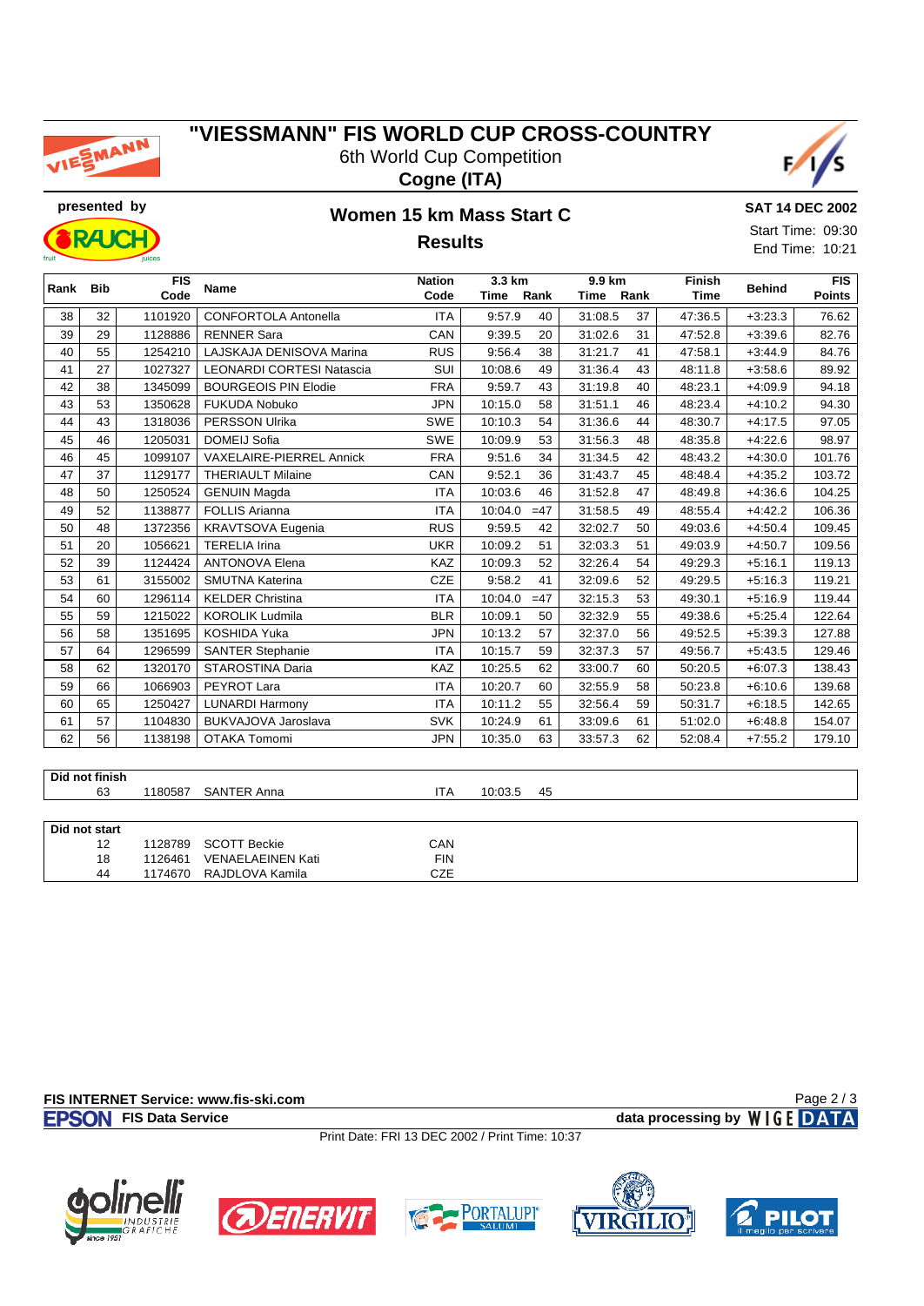# "VIESSMANN" FIS WORLD CUP CROSS-COUNTRY

6th World Cup Competition

**Cogne (ITA)**

presented by

## Women 15 km Mass Start C

## Results

**SAT 14 DEC 2002**

Start Time: 09:30

End Time: 10:21

| Rank | Bib | FIS Code | Name | Nation Code | 3.3 km Time | 3.3 km Rank | 9.9 km Time | 9.9 km Rank | Finish Time | Behind | FIS Points |
|---|---|---|---|---|---|---|---|---|---|---|---|
| 38 | 32 | 1101920 | CONFORTOLA Antonella | ITA | 9:57.9 | 40 | 31:08.5 | 37 | 47:36.5 | +3:23.3 | 76.62 |
| 39 | 29 | 1128886 | RENNER Sara | CAN | 9:39.5 | 20 | 31:02.6 | 31 | 47:52.8 | +3:39.6 | 82.76 |
| 40 | 55 | 1254210 | LAJSKAJA DENISOVA Marina | RUS | 9:56.4 | 38 | 31:21.7 | 41 | 47:58.1 | +3:44.9 | 84.76 |
| 41 | 27 | 1027327 | LEONARDI CORTESI Natascia | SUI | 10:08.6 | 49 | 31:36.4 | 43 | 48:11.8 | +3:58.6 | 89.92 |
| 42 | 38 | 1345099 | BOURGEOIS PIN Elodie | FRA | 9:59.7 | 43 | 31:19.8 | 40 | 48:23.1 | +4:09.9 | 94.18 |
| 43 | 53 | 1350628 | FUKUDA Nobuko | JPN | 10:15.0 | 58 | 31:51.1 | 46 | 48:23.4 | +4:10.2 | 94.30 |
| 44 | 43 | 1318036 | PERSSON Ulrika | SWE | 10:10.3 | 54 | 31:36.6 | 44 | 48:30.7 | +4:17.5 | 97.05 |
| 45 | 46 | 1205031 | DOMEIJ Sofia | SWE | 10:09.9 | 53 | 31:56.3 | 48 | 48:35.8 | +4:22.6 | 98.97 |
| 46 | 45 | 1099107 | VAXELAIRE-PIERREL Annick | FRA | 9:51.6 | 34 | 31:34.5 | 42 | 48:43.2 | +4:30.0 | 101.76 |
| 47 | 37 | 1129177 | THERIAULT Milaine | CAN | 9:52.1 | 36 | 31:43.7 | 45 | 48:48.4 | +4:35.2 | 103.72 |
| 48 | 50 | 1250524 | GENUIN Magda | ITA | 10:03.6 | 46 | 31:52.8 | 47 | 48:49.8 | +4:36.6 | 104.25 |
| 49 | 52 | 1138877 | FOLLIS Arianna | ITA | 10:04.0 | =47 | 31:58.5 | 49 | 48:55.4 | +4:42.2 | 106.36 |
| 50 | 48 | 1372356 | KRAVTSOVA Eugenia | RUS | 9:59.5 | 42 | 32:02.7 | 50 | 49:03.6 | +4:50.4 | 109.45 |
| 51 | 20 | 1056621 | TERELIA Irina | UKR | 10:09.2 | 51 | 32:03.3 | 51 | 49:03.9 | +4:50.7 | 109.56 |
| 52 | 39 | 1124424 | ANTONOVA Elena | KAZ | 10:09.3 | 52 | 32:26.4 | 54 | 49:29.3 | +5:16.1 | 119.13 |
| 53 | 61 | 3155002 | SMUTNA Katerina | CZE | 9:58.2 | 41 | 32:09.6 | 52 | 49:29.5 | +5:16.3 | 119.21 |
| 54 | 60 | 1296114 | KELDER Christina | ITA | 10:04.0 | =47 | 32:15.3 | 53 | 49:30.1 | +5:16.9 | 119.44 |
| 55 | 59 | 1215022 | KOROLIK Ludmila | BLR | 10:09.1 | 50 | 32:32.9 | 55 | 49:38.6 | +5:25.4 | 122.64 |
| 56 | 58 | 1351695 | KOSHIDA Yuka | JPN | 10:13.2 | 57 | 32:37.0 | 56 | 49:52.5 | +5:39.3 | 127.88 |
| 57 | 64 | 1296599 | SANTER Stephanie | ITA | 10:15.7 | 59 | 32:37.3 | 57 | 49:56.7 | +5:43.5 | 129.46 |
| 58 | 62 | 1320170 | STAROSTINA Daria | KAZ | 10:25.5 | 62 | 33:00.7 | 60 | 50:20.5 | +6:07.3 | 138.43 |
| 59 | 66 | 1066903 | PEYROT Lara | ITA | 10:20.7 | 60 | 32:55.9 | 58 | 50:23.8 | +6:10.6 | 139.68 |
| 60 | 65 | 1250427 | LUNARDI Harmony | ITA | 10:11.2 | 55 | 32:56.4 | 59 | 50:31.7 | +6:18.5 | 142.65 |
| 61 | 57 | 1104830 | BUKVAJOVA Jaroslava | SVK | 10:24.9 | 61 | 33:09.6 | 61 | 51:02.0 | +6:48.8 | 154.07 |
| 62 | 56 | 1138198 | OTAKA Tomomi | JPN | 10:35.0 | 63 | 33:57.3 | 62 | 52:08.4 | +7:55.2 | 179.10 |

**Did not finish**

| Bib | FIS Code | Name | Nation Code | 3.3 km Time | 3.3 km Rank |
|---|---|---|---|---|---|
| 63 | 1180587 | SANTER Anna | ITA | 10:03.5 | 45 |

**Did not start**

| Bib | FIS Code | Name | Nation Code |
|---|---|---|---|
| 12 | 1128789 | SCOTT Beckie | CAN |
| 18 | 1126461 | VENAELAEINEN Kati | FIN |
| 44 | 1174670 | RAJDLOVA Kamila | CZE |

FIS INTERNET Service: www.fis-ski.com

EPSON FIS Data Service — data processing by WIGE DATA

Print Date: FRI 13 DEC 2002 / Print Time: 10:37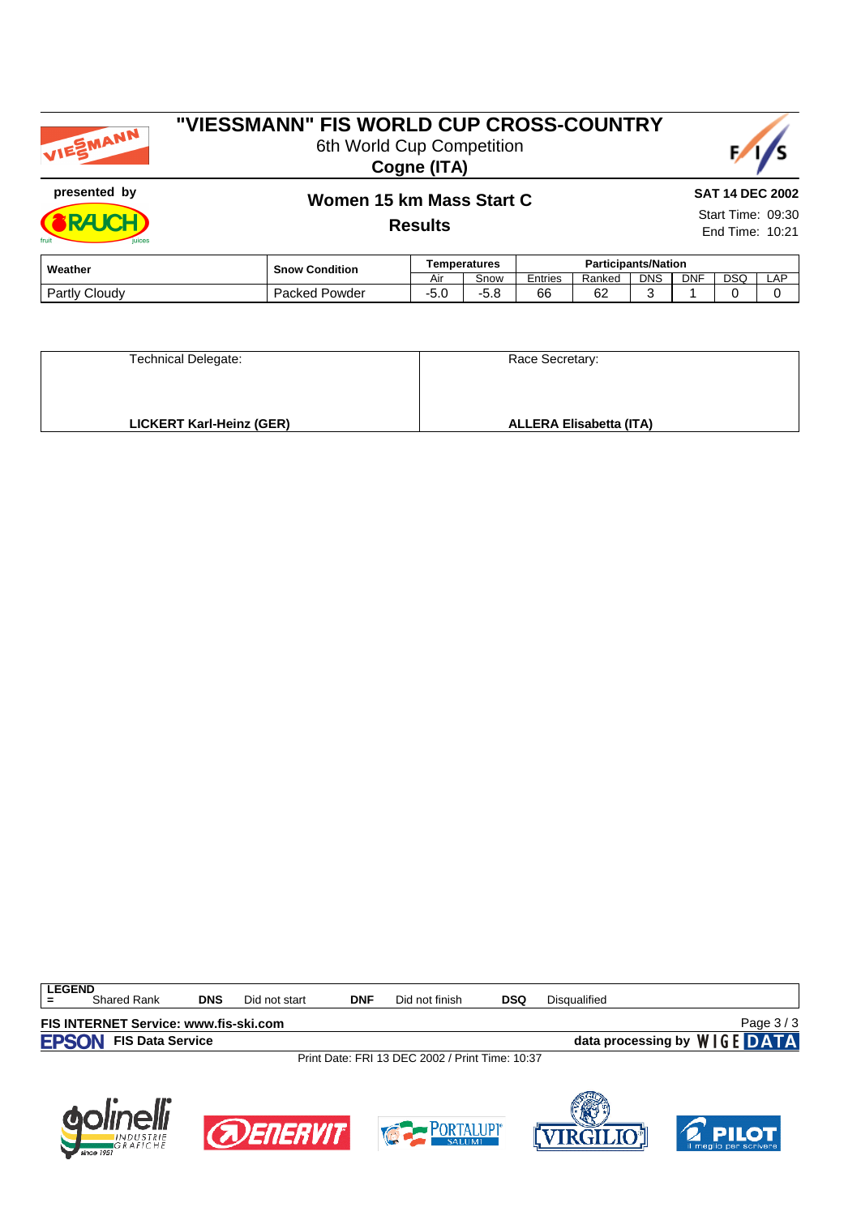# "VIESSMANN" FIS WORLD CUP CROSS-COUNTRY

6th World Cup Competition

**Cogne (ITA)**

**presented by**

## Women 15 km Mass Start C

## Results

**SAT 14 DEC 2002**

Start Time: 09:30

End Time: 10:21

| Weather | Snow Condition | Temperatures | | Participants/Nation | | | | | |
|---|---|---|---|---|---|---|---|---|---|
| | | Air | Snow | Entries | Ranked | DNS | DNF | DSQ | LAP |
| Partly Cloudy | Packed Powder | -5.0 | -5.8 | 66 | 62 | 3 | 1 | 0 | 0 |

| Technical Delegate: | Race Secretary: |
|---|---|
| **LICKERT Karl-Heinz (GER)** | **ALLERA Elisabetta (ITA)** |

**LEGEND**

| | | | | | | | |
|---|---|---|---|---|---|---|---|
| = | Shared Rank | DNS | Did not start | DNF | Did not finish | DSQ | Disqualified |

**FIS INTERNET Service: www.fis-ski.com**

**EPSON FIS Data Service**

**data processing by WIGE DATA**

Print Date: FRI 13 DEC 2002 / Print Time: 10:37